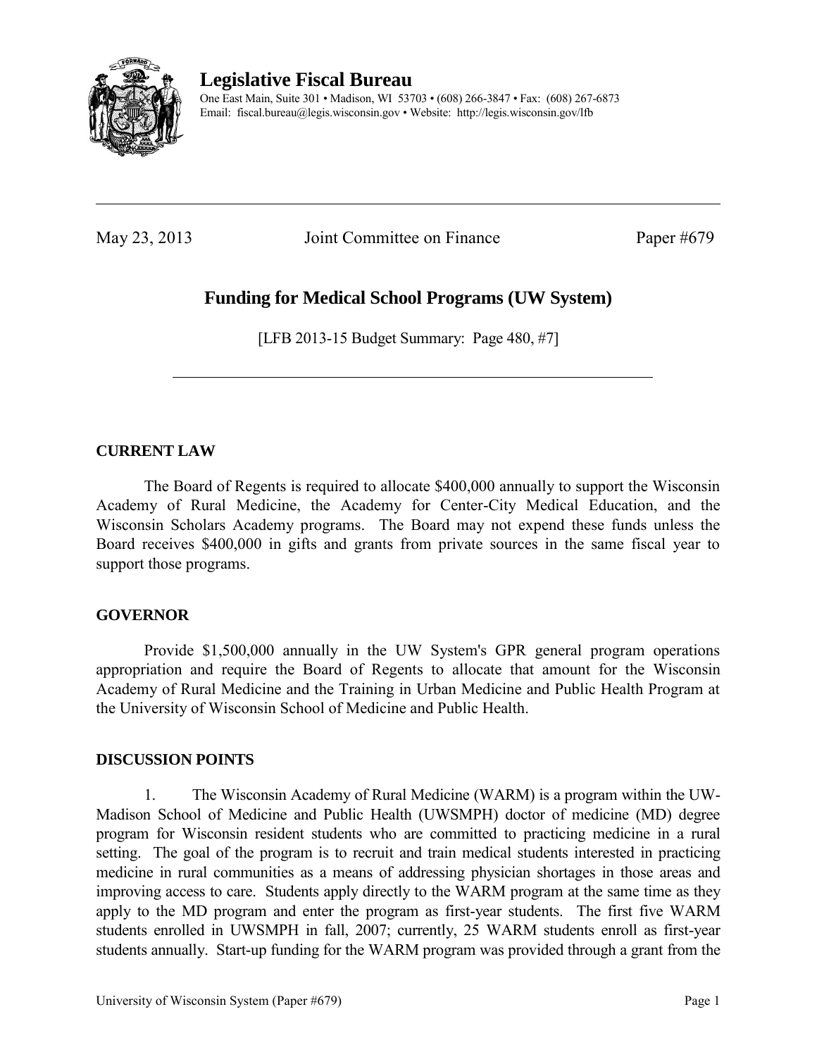**Legislative Fiscal Bureau**

One East Main, Suite 301 • Madison, WI 53703 • (608) 266-3847 • Fax: (608) 267-6873
Email: fiscal.bureau@legis.wisconsin.gov • Website: http://legis.wisconsin.gov/lfb

---

May 23, 2013 Joint Committee on Finance Paper #679

# Funding for Medical School Programs (UW System)

[LFB 2013-15 Budget Summary: Page 480, #7]

---

## CURRENT LAW

The Board of Regents is required to allocate $400,000 annually to support the Wisconsin Academy of Rural Medicine, the Academy for Center-City Medical Education, and the Wisconsin Scholars Academy programs. The Board may not expend these funds unless the Board receives $400,000 in gifts and grants from private sources in the same fiscal year to support those programs.

## GOVERNOR

Provide $1,500,000 annually in the UW System's GPR general program operations appropriation and require the Board of Regents to allocate that amount for the Wisconsin Academy of Rural Medicine and the Training in Urban Medicine and Public Health Program at the University of Wisconsin School of Medicine and Public Health.

## DISCUSSION POINTS

1. The Wisconsin Academy of Rural Medicine (WARM) is a program within the UW-Madison School of Medicine and Public Health (UWSMPH) doctor of medicine (MD) degree program for Wisconsin resident students who are committed to practicing medicine in a rural setting. The goal of the program is to recruit and train medical students interested in practicing medicine in rural communities as a means of addressing physician shortages in those areas and improving access to care. Students apply directly to the WARM program at the same time as they apply to the MD program and enter the program as first-year students. The first five WARM students enrolled in UWSMPH in fall, 2007; currently, 25 WARM students enroll as first-year students annually. Start-up funding for the WARM program was provided through a grant from the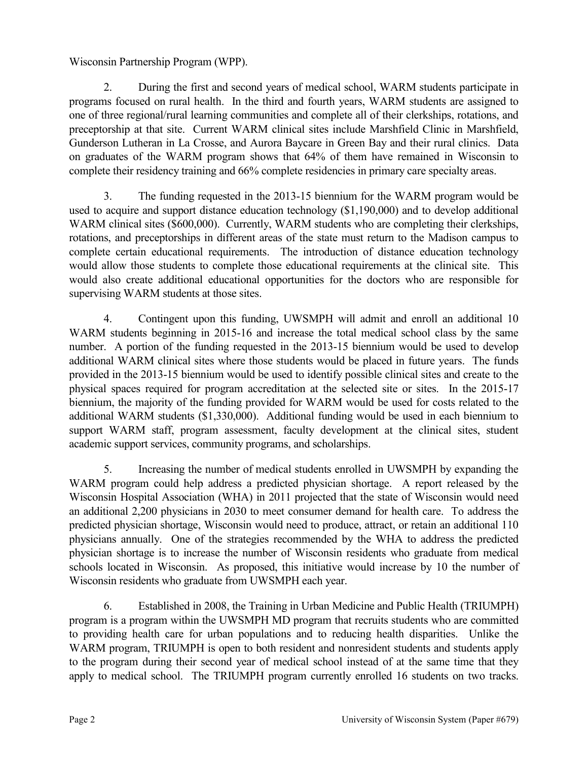Wisconsin Partnership Program (WPP).

2. During the first and second years of medical school, WARM students participate in programs focused on rural health. In the third and fourth years, WARM students are assigned to one of three regional/rural learning communities and complete all of their clerkships, rotations, and preceptorship at that site. Current WARM clinical sites include Marshfield Clinic in Marshfield, Gunderson Lutheran in La Crosse, and Aurora Baycare in Green Bay and their rural clinics. Data on graduates of the WARM program shows that 64% of them have remained in Wisconsin to complete their residency training and 66% complete residencies in primary care specialty areas.

3. The funding requested in the 2013-15 biennium for the WARM program would be used to acquire and support distance education technology ($1,190,000) and to develop additional WARM clinical sites ($600,000). Currently, WARM students who are completing their clerkships, rotations, and preceptorships in different areas of the state must return to the Madison campus to complete certain educational requirements. The introduction of distance education technology would allow those students to complete those educational requirements at the clinical site. This would also create additional educational opportunities for the doctors who are responsible for supervising WARM students at those sites.

4. Contingent upon this funding, UWSMPH will admit and enroll an additional 10 WARM students beginning in 2015-16 and increase the total medical school class by the same number. A portion of the funding requested in the 2013-15 biennium would be used to develop additional WARM clinical sites where those students would be placed in future years. The funds provided in the 2013-15 biennium would be used to identify possible clinical sites and create to the physical spaces required for program accreditation at the selected site or sites. In the 2015-17 biennium, the majority of the funding provided for WARM would be used for costs related to the additional WARM students ($1,330,000). Additional funding would be used in each biennium to support WARM staff, program assessment, faculty development at the clinical sites, student academic support services, community programs, and scholarships.

5. Increasing the number of medical students enrolled in UWSMPH by expanding the WARM program could help address a predicted physician shortage. A report released by the Wisconsin Hospital Association (WHA) in 2011 projected that the state of Wisconsin would need an additional 2,200 physicians in 2030 to meet consumer demand for health care. To address the predicted physician shortage, Wisconsin would need to produce, attract, or retain an additional 110 physicians annually. One of the strategies recommended by the WHA to address the predicted physician shortage is to increase the number of Wisconsin residents who graduate from medical schools located in Wisconsin. As proposed, this initiative would increase by 10 the number of Wisconsin residents who graduate from UWSMPH each year.

6. Established in 2008, the Training in Urban Medicine and Public Health (TRIUMPH) program is a program within the UWSMPH MD program that recruits students who are committed to providing health care for urban populations and to reducing health disparities. Unlike the WARM program, TRIUMPH is open to both resident and nonresident students and students apply to the program during their second year of medical school instead of at the same time that they apply to medical school. The TRIUMPH program currently enrolled 16 students on two tracks.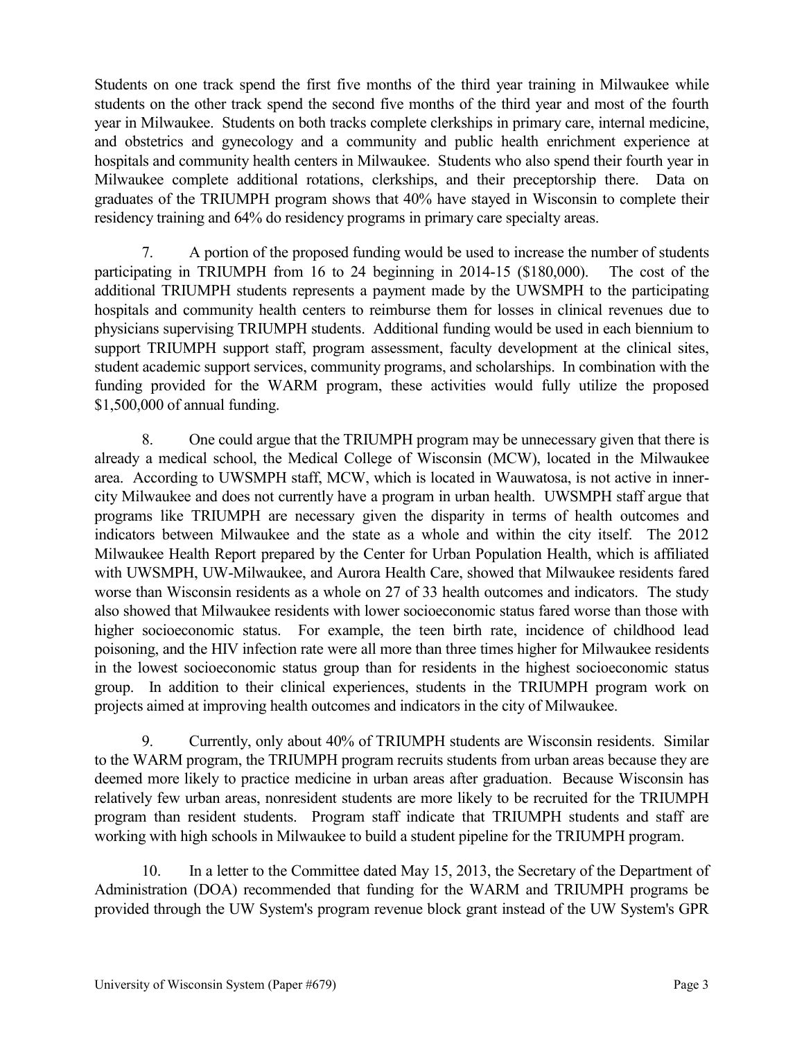Students on one track spend the first five months of the third year training in Milwaukee while students on the other track spend the second five months of the third year and most of the fourth year in Milwaukee. Students on both tracks complete clerkships in primary care, internal medicine, and obstetrics and gynecology and a community and public health enrichment experience at hospitals and community health centers in Milwaukee. Students who also spend their fourth year in Milwaukee complete additional rotations, clerkships, and their preceptorship there. Data on graduates of the TRIUMPH program shows that 40% have stayed in Wisconsin to complete their residency training and 64% do residency programs in primary care specialty areas.

7. A portion of the proposed funding would be used to increase the number of students participating in TRIUMPH from 16 to 24 beginning in 2014-15 ($180,000). The cost of the additional TRIUMPH students represents a payment made by the UWSMPH to the participating hospitals and community health centers to reimburse them for losses in clinical revenues due to physicians supervising TRIUMPH students. Additional funding would be used in each biennium to support TRIUMPH support staff, program assessment, faculty development at the clinical sites, student academic support services, community programs, and scholarships. In combination with the funding provided for the WARM program, these activities would fully utilize the proposed $1,500,000 of annual funding.

8. One could argue that the TRIUMPH program may be unnecessary given that there is already a medical school, the Medical College of Wisconsin (MCW), located in the Milwaukee area. According to UWSMPH staff, MCW, which is located in Wauwatosa, is not active in inner-city Milwaukee and does not currently have a program in urban health. UWSMPH staff argue that programs like TRIUMPH are necessary given the disparity in terms of health outcomes and indicators between Milwaukee and the state as a whole and within the city itself. The 2012 Milwaukee Health Report prepared by the Center for Urban Population Health, which is affiliated with UWSMPH, UW-Milwaukee, and Aurora Health Care, showed that Milwaukee residents fared worse than Wisconsin residents as a whole on 27 of 33 health outcomes and indicators. The study also showed that Milwaukee residents with lower socioeconomic status fared worse than those with higher socioeconomic status. For example, the teen birth rate, incidence of childhood lead poisoning, and the HIV infection rate were all more than three times higher for Milwaukee residents in the lowest socioeconomic status group than for residents in the highest socioeconomic status group. In addition to their clinical experiences, students in the TRIUMPH program work on projects aimed at improving health outcomes and indicators in the city of Milwaukee.

9. Currently, only about 40% of TRIUMPH students are Wisconsin residents. Similar to the WARM program, the TRIUMPH program recruits students from urban areas because they are deemed more likely to practice medicine in urban areas after graduation. Because Wisconsin has relatively few urban areas, nonresident students are more likely to be recruited for the TRIUMPH program than resident students. Program staff indicate that TRIUMPH students and staff are working with high schools in Milwaukee to build a student pipeline for the TRIUMPH program.

10. In a letter to the Committee dated May 15, 2013, the Secretary of the Department of Administration (DOA) recommended that funding for the WARM and TRIUMPH programs be provided through the UW System's program revenue block grant instead of the UW System's GPR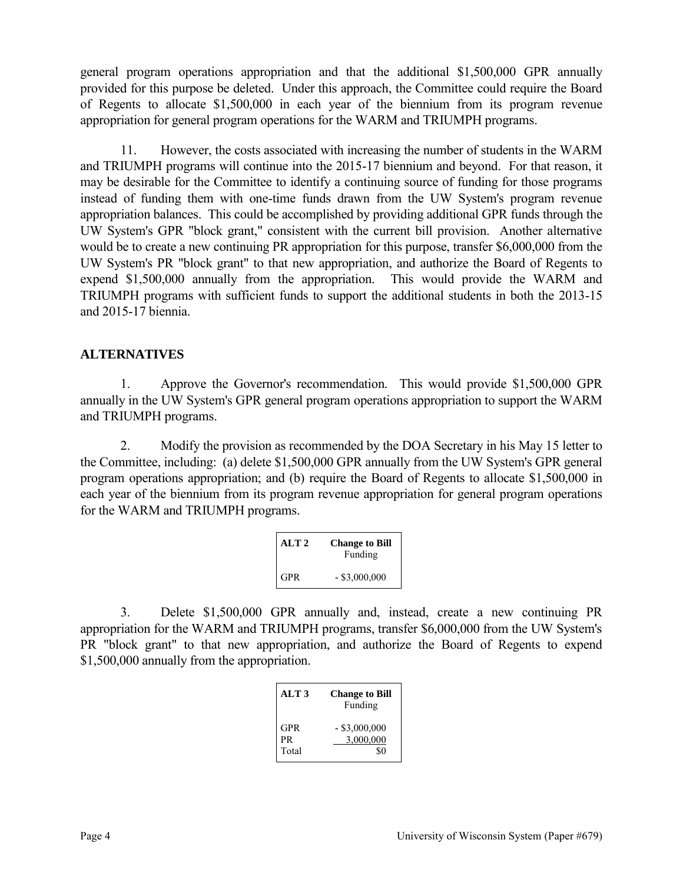general program operations appropriation and that the additional $1,500,000 GPR annually provided for this purpose be deleted. Under this approach, the Committee could require the Board of Regents to allocate $1,500,000 in each year of the biennium from its program revenue appropriation for general program operations for the WARM and TRIUMPH programs.

11. However, the costs associated with increasing the number of students in the WARM and TRIUMPH programs will continue into the 2015-17 biennium and beyond. For that reason, it may be desirable for the Committee to identify a continuing source of funding for those programs instead of funding them with one-time funds drawn from the UW System's program revenue appropriation balances. This could be accomplished by providing additional GPR funds through the UW System's GPR "block grant," consistent with the current bill provision. Another alternative would be to create a new continuing PR appropriation for this purpose, transfer $6,000,000 from the UW System's PR "block grant" to that new appropriation, and authorize the Board of Regents to expend $1,500,000 annually from the appropriation. This would provide the WARM and TRIUMPH programs with sufficient funds to support the additional students in both the 2013-15 and 2015-17 biennia.

## ALTERNATIVES

1. Approve the Governor's recommendation. This would provide $1,500,000 GPR annually in the UW System's GPR general program operations appropriation to support the WARM and TRIUMPH programs.

2. Modify the provision as recommended by the DOA Secretary in his May 15 letter to the Committee, including: (a) delete $1,500,000 GPR annually from the UW System's GPR general program operations appropriation; and (b) require the Board of Regents to allocate $1,500,000 in each year of the biennium from its program revenue appropriation for general program operations for the WARM and TRIUMPH programs.

| ALT 2 | Change to Bill Funding |
|---|---|
| GPR | - $3,000,000 |

3. Delete $1,500,000 GPR annually and, instead, create a new continuing PR appropriation for the WARM and TRIUMPH programs, transfer $6,000,000 from the UW System's PR "block grant" to that new appropriation, and authorize the Board of Regents to expend $1,500,000 annually from the appropriation.

| ALT 3 | Change to Bill Funding |
|---|---|
| GPR | - $3,000,000 |
| PR | 3,000,000 |
| Total | $0 |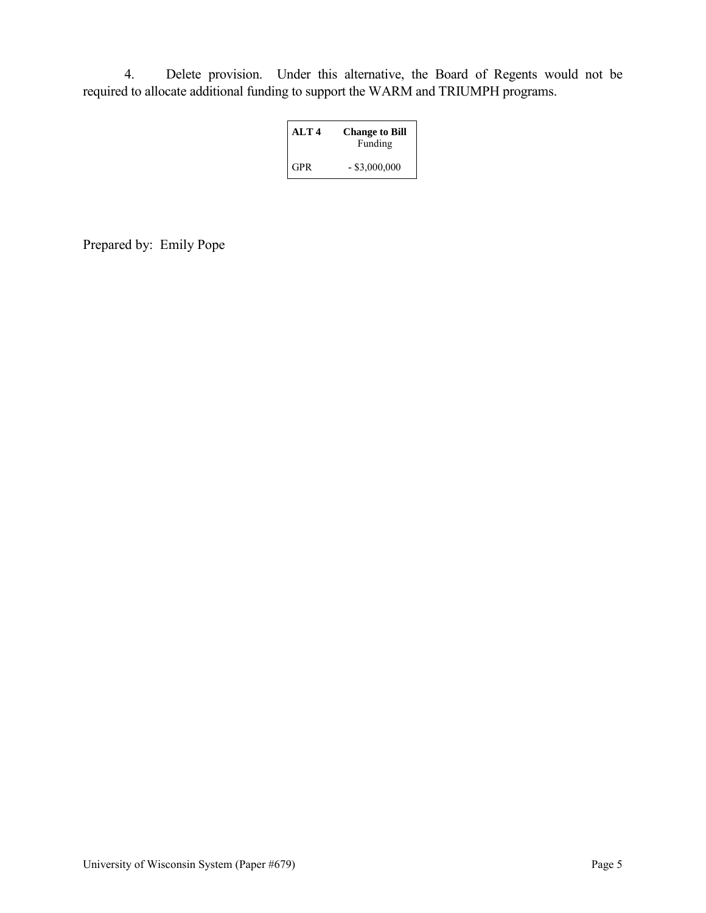4. Delete provision. Under this alternative, the Board of Regents would not be required to allocate additional funding to support the WARM and TRIUMPH programs.

| ALT 4 | Change to Bill Funding |
|---|---|
| GPR | - $3,000,000 |

Prepared by: Emily Pope